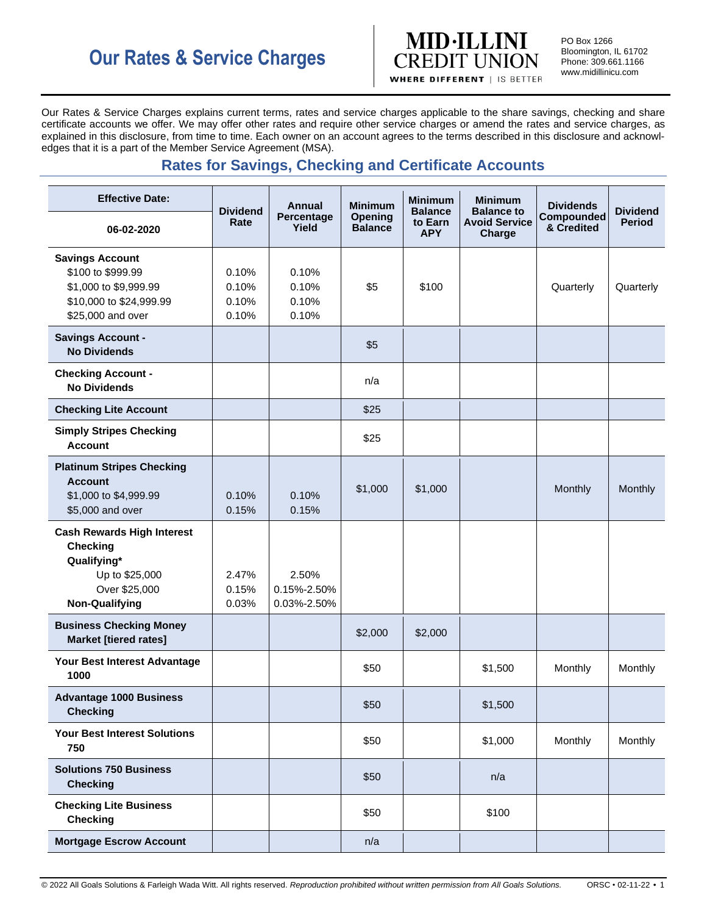# Our Rates & Service Charges

**MID·ILLINI CREDIT UNION**
WHERE DIFFERENT | IS BETTER

PO Box 1266
Bloomington, IL 61702
Phone: 309.661.1166
www.midillinicu.com

Our Rates & Service Charges explains current terms, rates and service charges applicable to the share savings, checking and share certificate accounts we offer. We may offer other rates and require other service charges or amend the rates and service charges, as explained in this disclosure, from time to time. Each owner on an account agrees to the terms described in this disclosure and acknowledges that it is a part of the Member Service Agreement (MSA).

## Rates for Savings, Checking and Certificate Accounts

| Effective Date: 06-02-2020 | Dividend Rate | Annual Percentage Yield | Minimum Opening Balance | Minimum Balance to Earn APY | Minimum Balance to Avoid Service Charge | Dividends Compounded & Credited | Dividend Period |
|---|---|---|---|---|---|---|---|
| **Savings Account**<br>$100 to $999.99<br>$1,000 to $9,999.99<br>$10,000 to $24,999.99<br>$25,000 and over | <br>0.10%<br>0.10%<br>0.10%<br>0.10% | <br>0.10%<br>0.10%<br>0.10%<br>0.10% | $5 | $100 | | Quarterly | Quarterly |
| **Savings Account - No Dividends** | | | $5 | | | | |
| **Checking Account - No Dividends** | | | n/a | | | | |
| **Checking Lite Account** | | | $25 | | | | |
| **Simply Stripes Checking Account** | | | $25 | | | | |
| **Platinum Stripes Checking Account**<br>$1,000 to $4,999.99<br>$5,000 and over | <br>0.10%<br>0.15% | <br>0.10%<br>0.15% | $1,000 | $1,000 | | Monthly | Monthly |
| **Cash Rewards High Interest Checking**<br>**Qualifying***<br>Up to $25,000<br>Over $25,000<br>**Non-Qualifying** | <br><br>2.47%<br>0.15%<br>0.03% | <br><br>2.50%<br>0.15%-2.50%<br>0.03%-2.50% | | | | | |
| **Business Checking Money Market [tiered rates]** | | | $2,000 | $2,000 | | | |
| **Your Best Interest Advantage 1000** | | | $50 | | $1,500 | Monthly | Monthly |
| **Advantage 1000 Business Checking** | | | $50 | | $1,500 | | |
| **Your Best Interest Solutions 750** | | | $50 | | $1,000 | Monthly | Monthly |
| **Solutions 750 Business Checking** | | | $50 | | n/a | | |
| **Checking Lite Business Checking** | | | $50 | | $100 | | |
| **Mortgage Escrow Account** | | | n/a | | | | |

© 2022 All Goals Solutions & Farleigh Wada Witt. All rights reserved. *Reproduction prohibited without written permission from All Goals Solutions.* ORSC • 02-11-22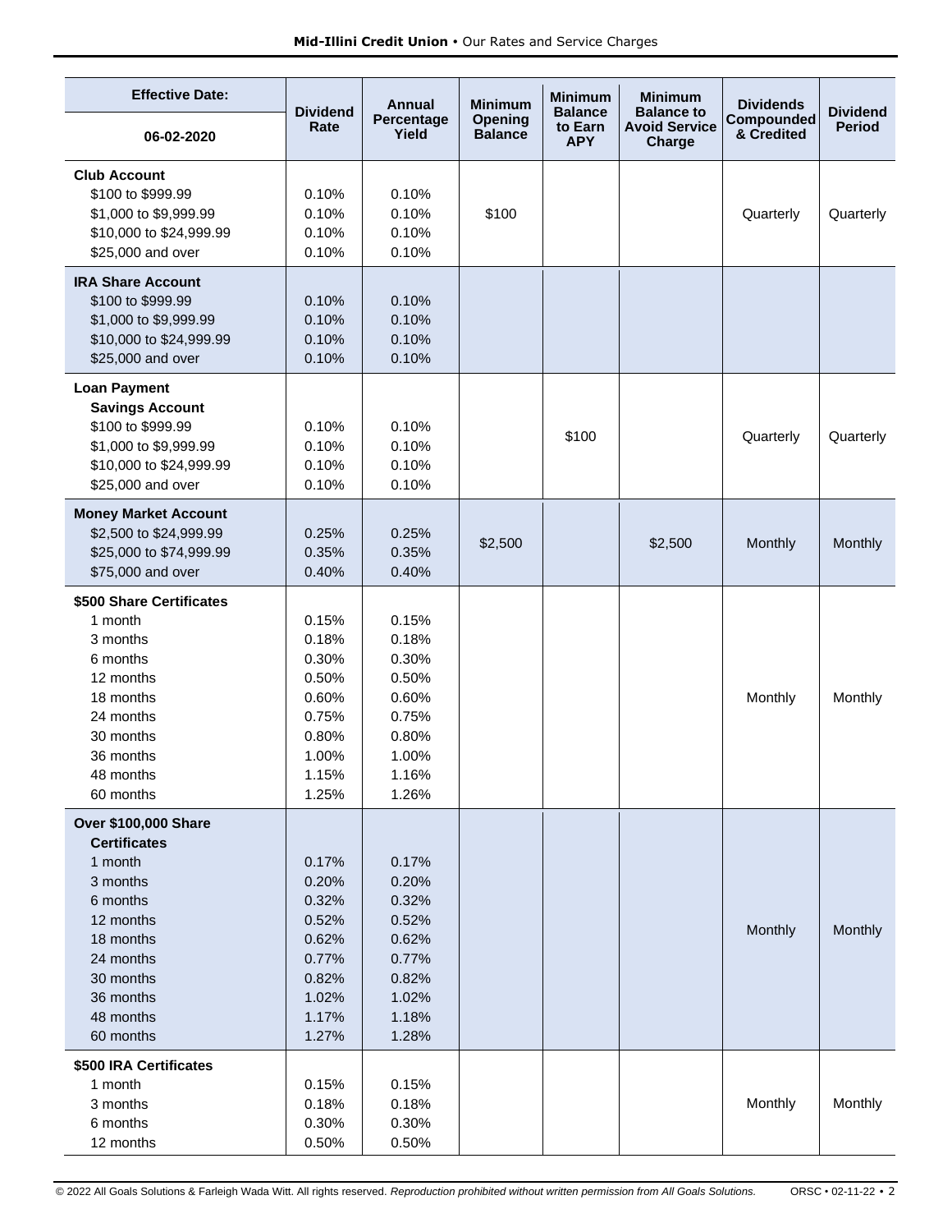| Effective Date: 06-02-2020 | Dividend Rate | Annual Percentage Yield | Minimum Opening Balance | Minimum Balance to Earn APY | Minimum Balance to Avoid Service Charge | Dividends Compounded & Credited | Dividend Period |
|---|---|---|---|---|---|---|---|
| **Club Account** | | | | | | | |
| $100 to $999.99 | 0.10% | 0.10% | $100 | | | Quarterly | Quarterly |
| $1,000 to $9,999.99 | 0.10% | 0.10% | | | | | |
| $10,000 to $24,999.99 | 0.10% | 0.10% | | | | | |
| $25,000 and over | 0.10% | 0.10% | | | | | |
| **IRA Share Account** | | | | | | | |
| $100 to $999.99 | 0.10% | 0.10% | | | | | |
| $1,000 to $9,999.99 | 0.10% | 0.10% | | | | | |
| $10,000 to $24,999.99 | 0.10% | 0.10% | | | | | |
| $25,000 and over | 0.10% | 0.10% | | | | | |
| **Loan Payment Savings Account** | | | | | | | |
| $100 to $999.99 | 0.10% | 0.10% | | $100 | | Quarterly | Quarterly |
| $1,000 to $9,999.99 | 0.10% | 0.10% | | | | | |
| $10,000 to $24,999.99 | 0.10% | 0.10% | | | | | |
| $25,000 and over | 0.10% | 0.10% | | | | | |
| **Money Market Account** | | | | | | | |
| $2,500 to $24,999.99 | 0.25% | 0.25% | $2,500 | | $2,500 | Monthly | Monthly |
| $25,000 to $74,999.99 | 0.35% | 0.35% | | | | | |
| $75,000 and over | 0.40% | 0.40% | | | | | |
| **$500 Share Certificates** | | | | | | | |
| 1 month | 0.15% | 0.15% | | | | Monthly | Monthly |
| 3 months | 0.18% | 0.18% | | | | | |
| 6 months | 0.30% | 0.30% | | | | | |
| 12 months | 0.50% | 0.50% | | | | | |
| 18 months | 0.60% | 0.60% | | | | | |
| 24 months | 0.75% | 0.75% | | | | | |
| 30 months | 0.80% | 0.80% | | | | | |
| 36 months | 1.00% | 1.00% | | | | | |
| 48 months | 1.15% | 1.16% | | | | | |
| 60 months | 1.25% | 1.26% | | | | | |
| **Over $100,000 Share Certificates** | | | | | | | |
| 1 month | 0.17% | 0.17% | | | | Monthly | Monthly |
| 3 months | 0.20% | 0.20% | | | | | |
| 6 months | 0.32% | 0.32% | | | | | |
| 12 months | 0.52% | 0.52% | | | | | |
| 18 months | 0.62% | 0.62% | | | | | |
| 24 months | 0.77% | 0.77% | | | | | |
| 30 months | 0.82% | 0.82% | | | | | |
| 36 months | 1.02% | 1.02% | | | | | |
| 48 months | 1.17% | 1.18% | | | | | |
| 60 months | 1.27% | 1.28% | | | | | |
| **$500 IRA Certificates** | | | | | | | |
| 1 month | 0.15% | 0.15% | | | | Monthly | Monthly |
| 3 months | 0.18% | 0.18% | | | | | |
| 6 months | 0.30% | 0.30% | | | | | |
| 12 months | 0.50% | 0.50% | | | | | |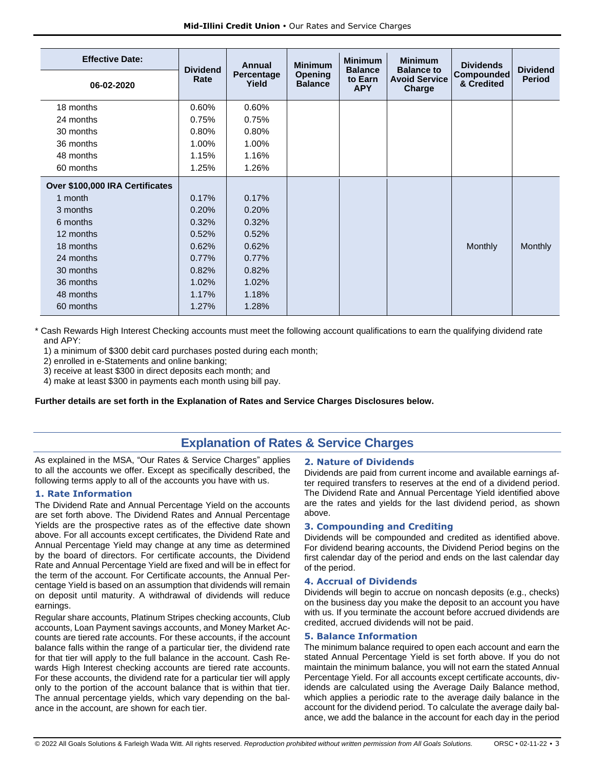| Effective Date: 06-02-2020 | Dividend Rate | Annual Percentage Yield | Minimum Opening Balance | Minimum Balance to Earn APY | Minimum Balance to Avoid Service Charge | Dividends Compounded & Credited | Dividend Period |
|---|---|---|---|---|---|---|---|
| 18 months | 0.60% | 0.60% | | | | | |
| 24 months | 0.75% | 0.75% | | | | | |
| 30 months | 0.80% | 0.80% | | | | | |
| 36 months | 1.00% | 1.00% | | | | | |
| 48 months | 1.15% | 1.16% | | | | | |
| 60 months | 1.25% | 1.26% | | | | | |
| **Over $100,000 IRA Certificates** | | | | | | | |
| 1 month | 0.17% | 0.17% | | | | | |
| 3 months | 0.20% | 0.20% | | | | | |
| 6 months | 0.32% | 0.32% | | | | | |
| 12 months | 0.52% | 0.52% | | | | | |
| 18 months | 0.62% | 0.62% | | | | Monthly | Monthly |
| 24 months | 0.77% | 0.77% | | | | | |
| 30 months | 0.82% | 0.82% | | | | | |
| 36 months | 1.02% | 1.02% | | | | | |
| 48 months | 1.17% | 1.18% | | | | | |
| 60 months | 1.27% | 1.28% | | | | | |

* Cash Rewards High Interest Checking accounts must meet the following account qualifications to earn the qualifying dividend rate and APY:
  1) a minimum of $300 debit card purchases posted during each month;
  2) enrolled in e-Statements and online banking;
  3) receive at least $300 in direct deposits each month; and
  4) make at least $300 in payments each month using bill pay.

**Further details are set forth in the Explanation of Rates and Service Charges Disclosures below.**

## Explanation of Rates & Service Charges

As explained in the MSA, "Our Rates & Service Charges" applies to all the accounts we offer. Except as specifically described, the following terms apply to all of the accounts you have with us.

### 1. Rate Information

The Dividend Rate and Annual Percentage Yield on the accounts are set forth above. The Dividend Rates and Annual Percentage Yields are the prospective rates as of the effective date shown above. For all accounts except certificates, the Dividend Rate and Annual Percentage Yield may change at any time as determined by the board of directors. For certificate accounts, the Dividend Rate and Annual Percentage Yield are fixed and will be in effect for the term of the account. For Certificate accounts, the Annual Percentage Yield is based on an assumption that dividends will remain on deposit until maturity. A withdrawal of dividends will reduce earnings.

Regular share accounts, Platinum Stripes checking accounts, Club accounts, Loan Payment savings accounts, and Money Market Accounts are tiered rate accounts. For these accounts, if the account balance falls within the range of a particular tier, the dividend rate for that tier will apply to the full balance in the account. Cash Rewards High Interest checking accounts are tiered rate accounts. For these accounts, the dividend rate for a particular tier will apply only to the portion of the account balance that is within that tier. The annual percentage yields, which vary depending on the balance in the account, are shown for each tier.

### 2. Nature of Dividends

Dividends are paid from current income and available earnings after required transfers to reserves at the end of a dividend period. The Dividend Rate and Annual Percentage Yield identified above are the rates and yields for the last dividend period, as shown above.

### 3. Compounding and Crediting

Dividends will be compounded and credited as identified above. For dividend bearing accounts, the Dividend Period begins on the first calendar day of the period and ends on the last calendar day of the period.

### 4. Accrual of Dividends

Dividends will begin to accrue on noncash deposits (e.g., checks) on the business day you make the deposit to an account you have with us. If you terminate the account before accrued dividends are credited, accrued dividends will not be paid.

### 5. Balance Information

The minimum balance required to open each account and earn the stated Annual Percentage Yield is set forth above. If you do not maintain the minimum balance, you will not earn the stated Annual Percentage Yield. For all accounts except certificate accounts, dividends are calculated using the Average Daily Balance method, which applies a periodic rate to the average daily balance in the account for the dividend period. To calculate the average daily balance, we add the balance in the account for each day in the period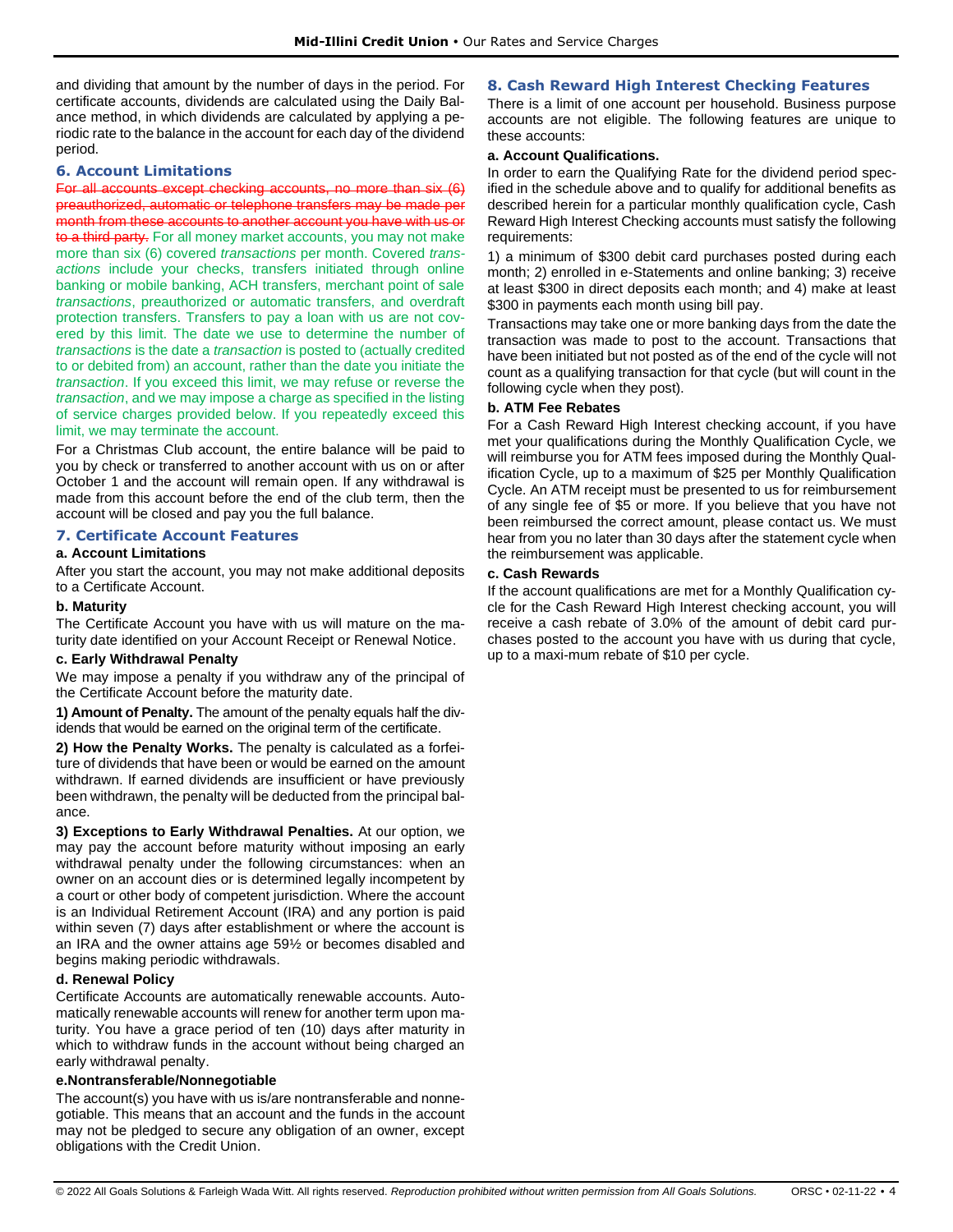and dividing that amount by the number of days in the period. For certificate accounts, dividends are calculated using the Daily Balance method, in which dividends are calculated by applying a periodic rate to the balance in the account for each day of the dividend period.

### 6. Account Limitations

~~For all accounts except checking accounts, no more than six (6) preauthorized, automatic or telephone transfers may be made per month from these accounts to another account you have with us or to a third party.~~ For all money market accounts, you may not make more than six (6) covered *transactions* per month. Covered *transactions* include your checks, transfers initiated through online banking or mobile banking, ACH transfers, merchant point of sale *transactions*, preauthorized or automatic transfers, and overdraft protection transfers. Transfers to pay a loan with us are not covered by this limit. The date we use to determine the number of *transactions* is the date a *transaction* is posted to (actually credited to or debited from) an account, rather than the date you initiate the *transaction*. If you exceed this limit, we may refuse or reverse the *transaction*, and we may impose a charge as specified in the listing of service charges provided below. If you repeatedly exceed this limit, we may terminate the account.

For a Christmas Club account, the entire balance will be paid to you by check or transferred to another account with us on or after October 1 and the account will remain open. If any withdrawal is made from this account before the end of the club term, then the account will be closed and pay you the full balance.

### 7. Certificate Account Features

**a. Account Limitations**

After you start the account, you may not make additional deposits to a Certificate Account.

**b. Maturity**

The Certificate Account you have with us will mature on the maturity date identified on your Account Receipt or Renewal Notice.

**c. Early Withdrawal Penalty**

We may impose a penalty if you withdraw any of the principal of the Certificate Account before the maturity date.

**1) Amount of Penalty.** The amount of the penalty equals half the dividends that would be earned on the original term of the certificate.

**2) How the Penalty Works.** The penalty is calculated as a forfeiture of dividends that have been or would be earned on the amount withdrawn. If earned dividends are insufficient or have previously been withdrawn, the penalty will be deducted from the principal balance.

**3) Exceptions to Early Withdrawal Penalties.** At our option, we may pay the account before maturity without imposing an early withdrawal penalty under the following circumstances: when an owner on an account dies or is determined legally incompetent by a court or other body of competent jurisdiction. Where the account is an Individual Retirement Account (IRA) and any portion is paid within seven (7) days after establishment or where the account is an IRA and the owner attains age 59½ or becomes disabled and begins making periodic withdrawals.

**d. Renewal Policy**

Certificate Accounts are automatically renewable accounts. Automatically renewable accounts will renew for another term upon maturity. You have a grace period of ten (10) days after maturity in which to withdraw funds in the account without being charged an early withdrawal penalty.

**e.Nontransferable/Nonnegotiable**

The account(s) you have with us is/are nontransferable and nonnegotiable. This means that an account and the funds in the account may not be pledged to secure any obligation of an owner, except obligations with the Credit Union.

### 8. Cash Reward High Interest Checking Features

There is a limit of one account per household. Business purpose accounts are not eligible. The following features are unique to these accounts:

**a. Account Qualifications.**

In order to earn the Qualifying Rate for the dividend period specified in the schedule above and to qualify for additional benefits as described herein for a particular monthly qualification cycle, Cash Reward High Interest Checking accounts must satisfy the following requirements:

1) a minimum of $300 debit card purchases posted during each month; 2) enrolled in e-Statements and online banking; 3) receive at least $300 in direct deposits each month; and 4) make at least $300 in payments each month using bill pay.

Transactions may take one or more banking days from the date the transaction was made to post to the account. Transactions that have been initiated but not posted as of the end of the cycle will not count as a qualifying transaction for that cycle (but will count in the following cycle when they post).

**b. ATM Fee Rebates**

For a Cash Reward High Interest checking account, if you have met your qualifications during the Monthly Qualification Cycle, we will reimburse you for ATM fees imposed during the Monthly Qualification Cycle, up to a maximum of $25 per Monthly Qualification Cycle. An ATM receipt must be presented to us for reimbursement of any single fee of $5 or more. If you believe that you have not been reimbursed the correct amount, please contact us. We must hear from you no later than 30 days after the statement cycle when the reimbursement was applicable.

**c. Cash Rewards**

If the account qualifications are met for a Monthly Qualification cycle for the Cash Reward High Interest checking account, you will receive a cash rebate of 3.0% of the amount of debit card purchases posted to the account you have with us during that cycle, up to a maxi-mum rebate of $10 per cycle.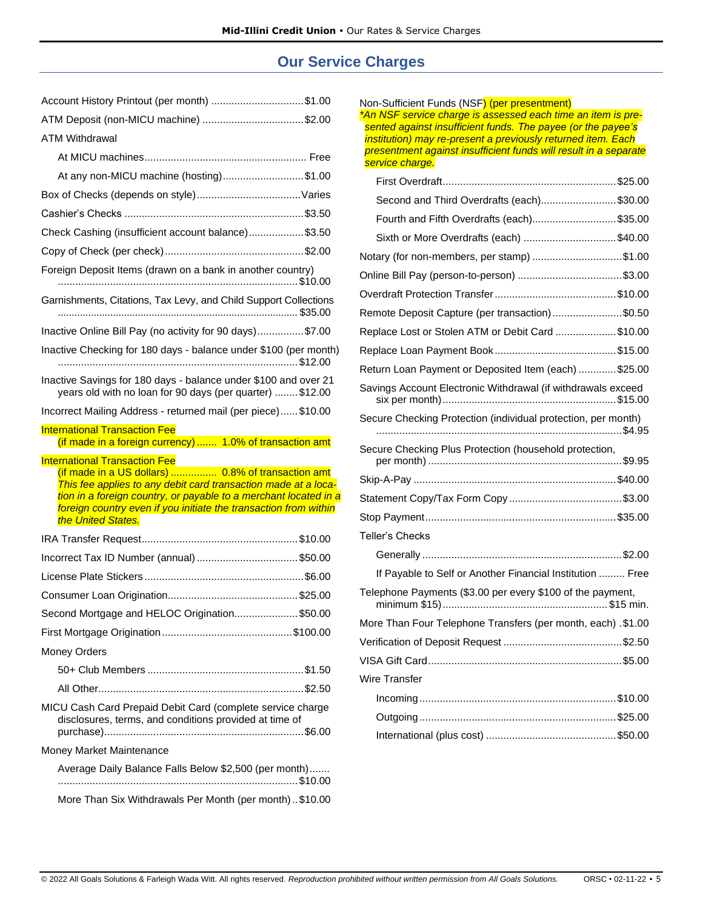## Our Service Charges

Account History Printout (per month) ................................ $1.00

ATM Deposit (non-MICU machine) ................................ $2.00

ATM Withdrawal

- At MICU machines ................................ Free
- At any non-MICU machine (hosting) ................................ $1.00

Box of Checks (depends on style) ................................ Varies

Cashier's Checks ................................ $3.50

Check Cashing (insufficient account balance) ................................ $3.50

Copy of Check (per check) ................................ $2.00

Foreign Deposit Items (drawn on a bank in another country) ................................ $10.00

Garnishments, Citations, Tax Levy, and Child Support Collections ................................ $35.00

Inactive Online Bill Pay (no activity for 90 days) ................................ $7.00

Inactive Checking for 180 days - balance under $100 (per month) ................................ $12.00

Inactive Savings for 180 days - balance under $100 and over 21 years old with no loan for 90 days (per quarter) ................................ $12.00

Incorrect Mailing Address - returned mail (per piece) ................................ $10.00

International Transaction Fee (if made in a foreign currency) ....... 1.0% of transaction amt

International Transaction Fee (if made in a US dollars) ................ 0.8% of transaction amt
*This fee applies to any debit card transaction made at a location in a foreign country, or payable to a merchant located in a foreign country even if you initiate the transaction from within the United States.*

IRA Transfer Request ................................ $10.00

Incorrect Tax ID Number (annual) ................................ $50.00

License Plate Stickers ................................ $6.00

Consumer Loan Origination ................................ $25.00

Second Mortgage and HELOC Origination ................................ $50.00

First Mortgage Origination ................................ $100.00

Money Orders

- 50+ Club Members ................................ $1.50
- All Other ................................ $2.50

MICU Cash Card Prepaid Debit Card (complete service charge disclosures, terms, and conditions provided at time of purchase) ................................ $6.00

Money Market Maintenance

- Average Daily Balance Falls Below $2,500 (per month) ................................ $10.00
- More Than Six Withdrawals Per Month (per month) ................................ $10.00

Non-Sufficient Funds (NSF) (per presentment)
*\*An NSF service charge is assessed each time an item is presented against insufficient funds. The payee (or the payee's institution) may re-present a previously returned item. Each presentment against insufficient funds will result in a separate service charge.*

- First Overdraft ................................ $25.00
- Second and Third Overdrafts (each) ................................ $30.00
- Fourth and Fifth Overdrafts (each) ................................ $35.00
- Sixth or More Overdrafts (each) ................................ $40.00

Notary (for non-members, per stamp) ................................ $1.00

Online Bill Pay (person-to-person) ................................ $3.00

Overdraft Protection Transfer ................................ $10.00

Remote Deposit Capture (per transaction) ................................ $0.50

Replace Lost or Stolen ATM or Debit Card ................................ $10.00

Replace Loan Payment Book ................................ $15.00

Return Loan Payment or Deposited Item (each) ................................ $25.00

Savings Account Electronic Withdrawal (if withdrawals exceed six per month) ................................ $15.00

Secure Checking Protection (individual protection, per month) ................................ $4.95

Secure Checking Plus Protection (household protection, per month) ................................ $9.95

Skip-A-Pay ................................ $40.00

Statement Copy/Tax Form Copy ................................ $3.00

Stop Payment ................................ $35.00

Teller's Checks

- Generally ................................ $2.00
- If Payable to Self or Another Financial Institution ................................ Free

Telephone Payments ($3.00 per every $100 of the payment, minimum $15) ................................ $15 min.

More Than Four Telephone Transfers (per month, each) ................................ $1.00

Verification of Deposit Request ................................ $2.50

VISA Gift Card ................................ $5.00

Wire Transfer

- Incoming ................................ $10.00
- Outgoing ................................ $25.00
- International (plus cost) ................................ $50.00

© 2022 All Goals Solutions & Farleigh Wada Witt. All rights reserved. *Reproduction prohibited without written permission from All Goals Solutions.* ORSC • 02-11-22